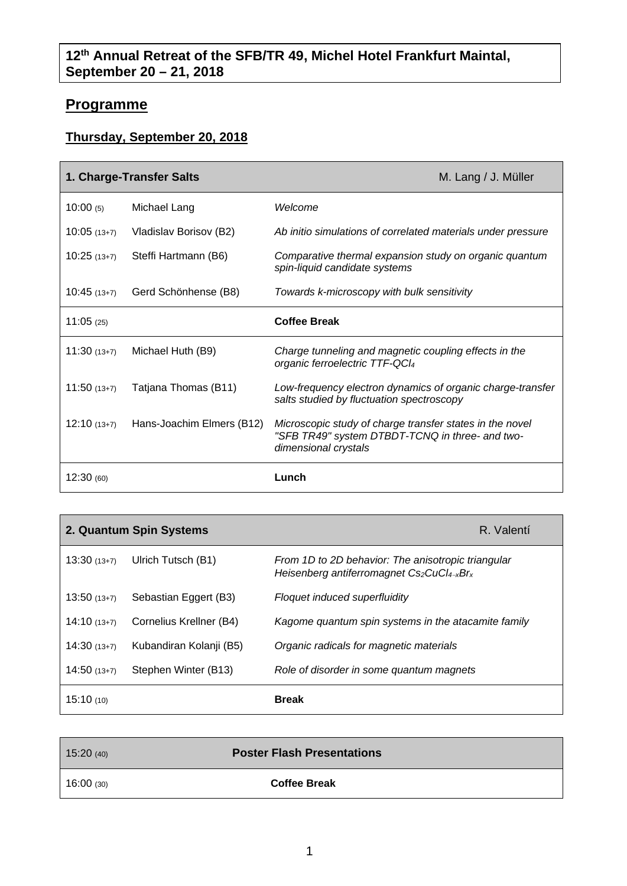## 12th Annual Retreat of the SFB/TR 49, Michel Hotel Frankfurt Maintal, September 20 – 21, 2018

# Programme

## Thursday, September 20, 2018

| **1. Charge-Transfer Salts** | | M. Lang / J. Müller |
|---|---|---|
| 10:00 (5) | Michael Lang | *Welcome* |
| 10:05 (13+7) | Vladislav Borisov (B2) | *Ab initio simulations of correlated materials under pressure* |
| 10:25 (13+7) | Steffi Hartmann (B6) | *Comparative thermal expansion study on organic quantum spin-liquid candidate systems* |
| 10:45 (13+7) | Gerd Schönhense (B8) | *Towards k-microscopy with bulk sensitivity* |
| 11:05 (25) | | **Coffee Break** |
| 11:30 (13+7) | Michael Huth (B9) | *Charge tunneling and magnetic coupling effects in the organic ferroelectric TTF-QCl*$_4$ |
| 11:50 (13+7) | Tatjana Thomas (B11) | *Low-frequency electron dynamics of organic charge-transfer salts studied by fluctuation spectroscopy* |
| 12:10 (13+7) | Hans-Joachim Elmers (B12) | *Microscopic study of charge transfer states in the novel "SFB TR49" system DTBDT-TCNQ in three- and two-dimensional crystals* |
| 12:30 (60) | | **Lunch** |

| **2. Quantum Spin Systems** | | R. Valentí |
|---|---|---|
| 13:30 (13+7) | Ulrich Tutsch (B1) | *From 1D to 2D behavior: The anisotropic triangular Heisenberg antiferromagnet* $Cs_2CuCl_{4-x}Br_x$ |
| 13:50 (13+7) | Sebastian Eggert (B3) | *Floquet induced superfluidity* |
| 14:10 (13+7) | Cornelius Krellner (B4) | *Kagome quantum spin systems in the atacamite family* |
| 14:30 (13+7) | Kubandiran Kolanji (B5) | *Organic radicals for magnetic materials* |
| 14:50 (13+7) | Stephen Winter (B13) | *Role of disorder in some quantum magnets* |
| 15:10 (10) | | **Break** |

| 15:20 (40) | **Poster Flash Presentations** |
|---|---|
| 16:00 (30) | **Coffee Break** |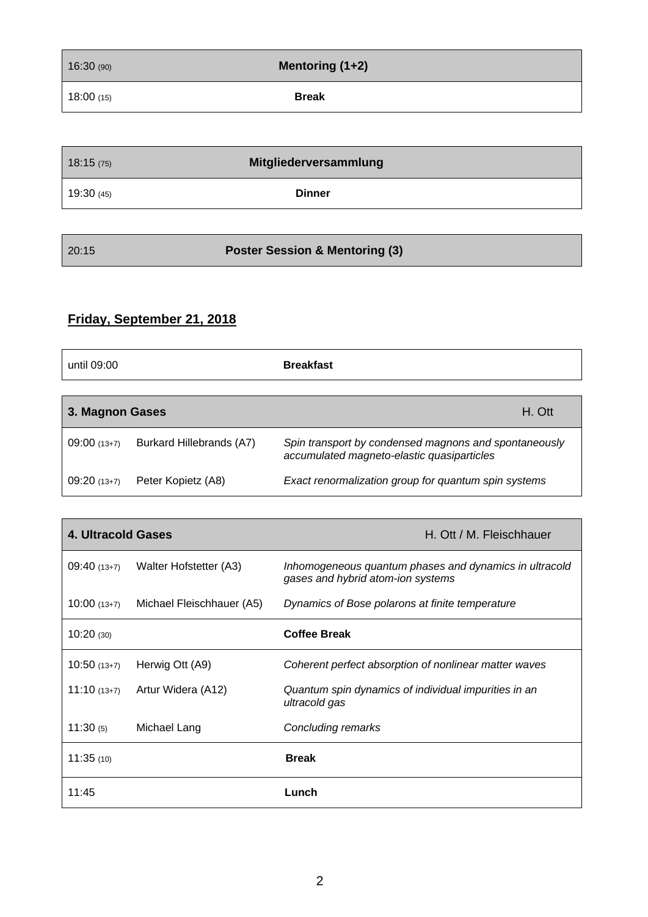| | |
|---|---|
| 16:30 (90) | **Mentoring (1+2)** |
| 18:00 (15) | **Break** |

| | |
|---|---|
| 18:15 (75) | **Mitgliederversammlung** |
| 19:30 (45) | **Dinner** |

| | |
|---|---|
| 20:15 | **Poster Session & Mentoring (3)** |

## Friday, September 21, 2018

| | |
|---|---|
| until 09:00 | **Breakfast** |

| **3. Magnon Gases** | | H. Ott |
|---|---|---|
| 09:00 (13+7) | Burkard Hillebrands (A7) | *Spin transport by condensed magnons and spontaneously accumulated magneto-elastic quasiparticles* |
| 09:20 (13+7) | Peter Kopietz (A8) | *Exact renormalization group for quantum spin systems* |

| **4. Ultracold Gases** | | H. Ott / M. Fleischhauer |
|---|---|---|
| 09:40 (13+7) | Walter Hofstetter (A3) | *Inhomogeneous quantum phases and dynamics in ultracold gases and hybrid atom-ion systems* |
| 10:00 (13+7) | Michael Fleischhauer (A5) | *Dynamics of Bose polarons at finite temperature* |
| 10:20 (30) | | **Coffee Break** |
| 10:50 (13+7) | Herwig Ott (A9) | *Coherent perfect absorption of nonlinear matter waves* |
| 11:10 (13+7) | Artur Widera (A12) | *Quantum spin dynamics of individual impurities in an ultracold gas* |
| 11:30 (5) | Michael Lang | *Concluding remarks* |
| 11:35 (10) | | **Break** |
| 11:45 | | **Lunch** |